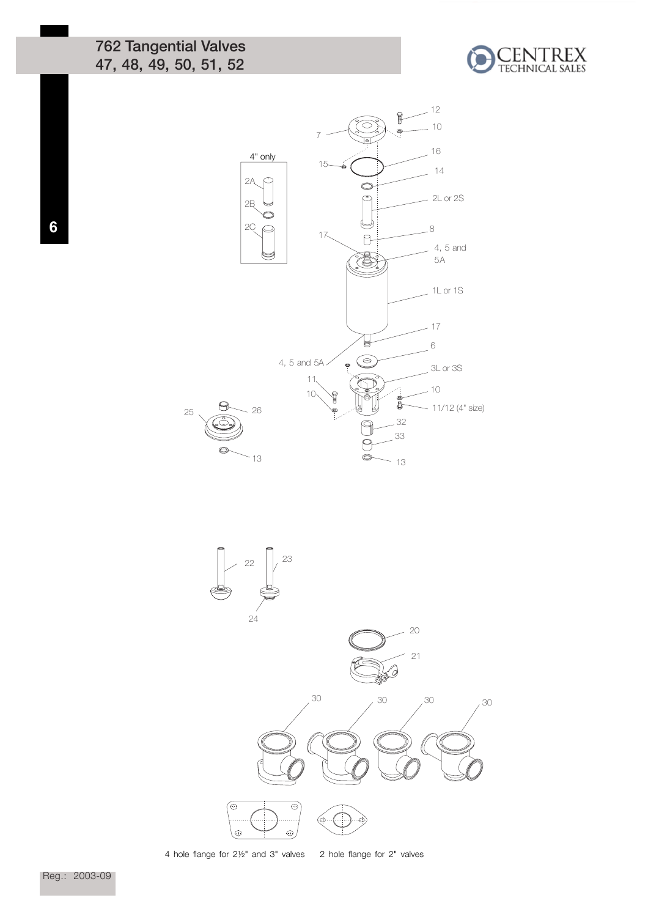# 762 Tangential Valves
## 47, 48, 49, 50, 51, 52

4" only

2A
2B
2C

12
10
7
16
15
14
2L or 2S
8
17
4, 5 and 5A
1L or 1S
17
6
4, 5 and 5A
3L or 3S
11
10
10
11/12 (4" size)
25
26
32
33
13
13

22
23
24

20
21

30
30
30
30

4 hole flange for 2½" and 3" valves    2 hole flange for 2" valves

Reg.: 2003-09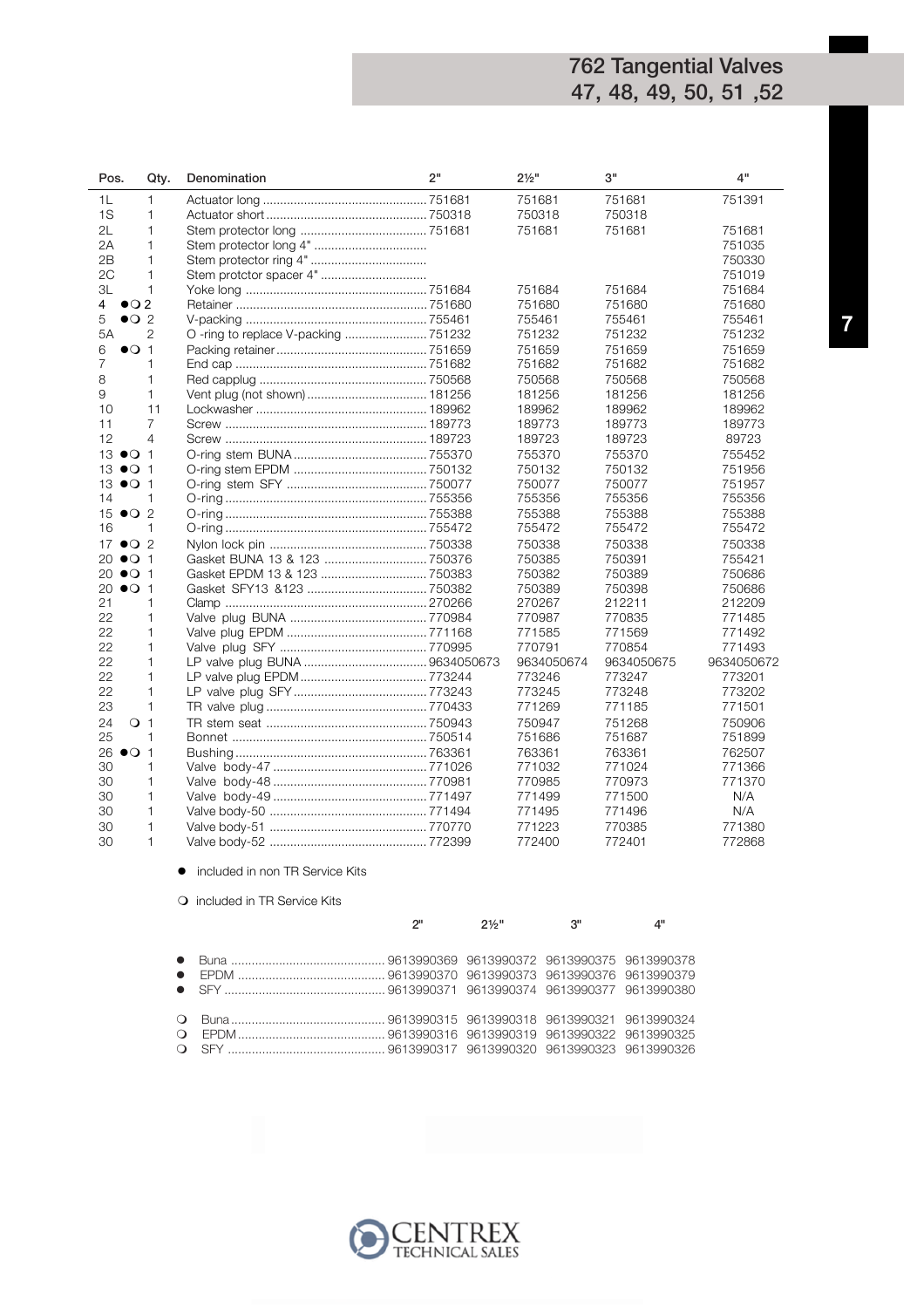# 762 Tangential Valves
# 47, 48, 49, 50, 51 ,52

| Pos. | Qty. | Denomination | 2" | 2½" | 3" | 4" |
|---|---|---|---|---|---|---|
| 1L | 1 | Actuator long | 751681 | 751681 | 751681 | 751391 |
| 1S | 1 | Actuator short | 750318 | 750318 | 750318 | |
| 2L | 1 | Stem protector long | 751681 | 751681 | 751681 | 751681 |
| 2A | 1 | Stem protector long 4" | | | | 751035 |
| 2B | 1 | Stem protector ring 4" | | | | 750330 |
| 2C | 1 | Stem protctor spacer 4" | | | | 751019 |
| 3L | 1 | Yoke long | 751684 | 751684 | 751684 | 751684 |
| 4 ●❍ | 2 | Retainer | 751680 | 751680 | 751680 | 751680 |
| 5 ●❍ | 2 | V-packing | 755461 | 755461 | 755461 | 755461 |
| 5A | 2 | O -ring to replace V-packing | 751232 | 751232 | 751232 | 751232 |
| 6 ●❍ | 1 | Packing retainer | 751659 | 751659 | 751659 | 751659 |
| 7 | 1 | End cap | 751682 | 751682 | 751682 | 751682 |
| 8 | 1 | Red capplug | 750568 | 750568 | 750568 | 750568 |
| 9 | 1 | Vent plug (not shown) | 181256 | 181256 | 181256 | 181256 |
| 10 | 11 | Lockwasher | 189962 | 189962 | 189962 | 189962 |
| 11 | 7 | Screw | 189773 | 189773 | 189773 | 189773 |
| 12 | 4 | Screw | 189723 | 189723 | 189723 | 89723 |
| 13 ●❍ | 1 | O-ring stem BUNA | 755370 | 755370 | 755370 | 755452 |
| 13 ●❍ | 1 | O-ring stem EPDM | 750132 | 750132 | 750132 | 751956 |
| 13 ●❍ | 1 | O-ring stem SFY | 750077 | 750077 | 750077 | 751957 |
| 14 | 1 | O-ring | 755356 | 755356 | 755356 | 755356 |
| 15 ●❍ | 2 | O-ring | 755388 | 755388 | 755388 | 755388 |
| 16 | 1 | O-ring | 755472 | 755472 | 755472 | 755472 |
| 17 ●❍ | 2 | Nylon lock pin | 750338 | 750338 | 750338 | 750338 |
| 20 ●❍ | 1 | Gasket BUNA 13 & 123 | 750376 | 750385 | 750391 | 755421 |
| 20 ●❍ | 1 | Gasket EPDM 13 & 123 | 750383 | 750382 | 750389 | 750686 |
| 20 ●❍ | 1 | Gasket SFY13 &123 | 750382 | 750389 | 750398 | 750686 |
| 21 | 1 | Clamp | 270266 | 270267 | 212211 | 212209 |
| 22 | 1 | Valve plug BUNA | 770984 | 770987 | 770835 | 771485 |
| 22 | 1 | Valve plug EPDM | 771168 | 771585 | 771569 | 771492 |
| 22 | 1 | Valve plug SFY | 770995 | 770791 | 770854 | 771493 |
| 22 | 1 | LP valve plug BUNA | 9634050673 | 9634050674 | 9634050675 | 9634050672 |
| 22 | 1 | LP valve plug EPDM | 773244 | 773246 | 773247 | 773201 |
| 22 | 1 | LP valve plug SFY | 773243 | 773245 | 773248 | 773202 |
| 23 | 1 | TR valve plug | 770433 | 771269 | 771185 | 771501 |
| 24 ❍ | 1 | TR stem seat | 750943 | 750947 | 751268 | 750906 |
| 25 | 1 | Bonnet | 750514 | 751686 | 751687 | 751899 |
| 26 ●❍ | 1 | Bushing | 763361 | 763361 | 763361 | 762507 |
| 30 | 1 | Valve body-47 | 771026 | 771032 | 771024 | 771366 |
| 30 | 1 | Valve body-48 | 770981 | 770985 | 770973 | 771370 |
| 30 | 1 | Valve body-49 | 771497 | 771499 | 771500 | N/A |
| 30 | 1 | Valve body-50 | 771494 | 771495 | 771496 | N/A |
| 30 | 1 | Valve body-51 | 770770 | 771223 | 770385 | 771380 |
| 30 | 1 | Valve body-52 | 772399 | 772400 | 772401 | 772868 |

● included in non TR Service Kits

❍ included in TR Service Kits

| | | 2" | 2½" | 3" | 4" |
|---|---|---|---|---|---|
| ● | Buna | 9613990369 | 9613990372 | 9613990375 | 9613990378 |
| ● | EPDM | 9613990370 | 9613990373 | 9613990376 | 9613990379 |
| ● | SFY | 9613990371 | 9613990374 | 9613990377 | 9613990380 |
| ❍ | Buna | 9613990315 | 9613990318 | 9613990321 | 9613990324 |
| ❍ | EPDM | 9613990316 | 9613990319 | 9613990322 | 9613990325 |
| ❍ | SFY | 9613990317 | 9613990320 | 9613990323 | 9613990326 |

CENTREX TECHNICAL SALES